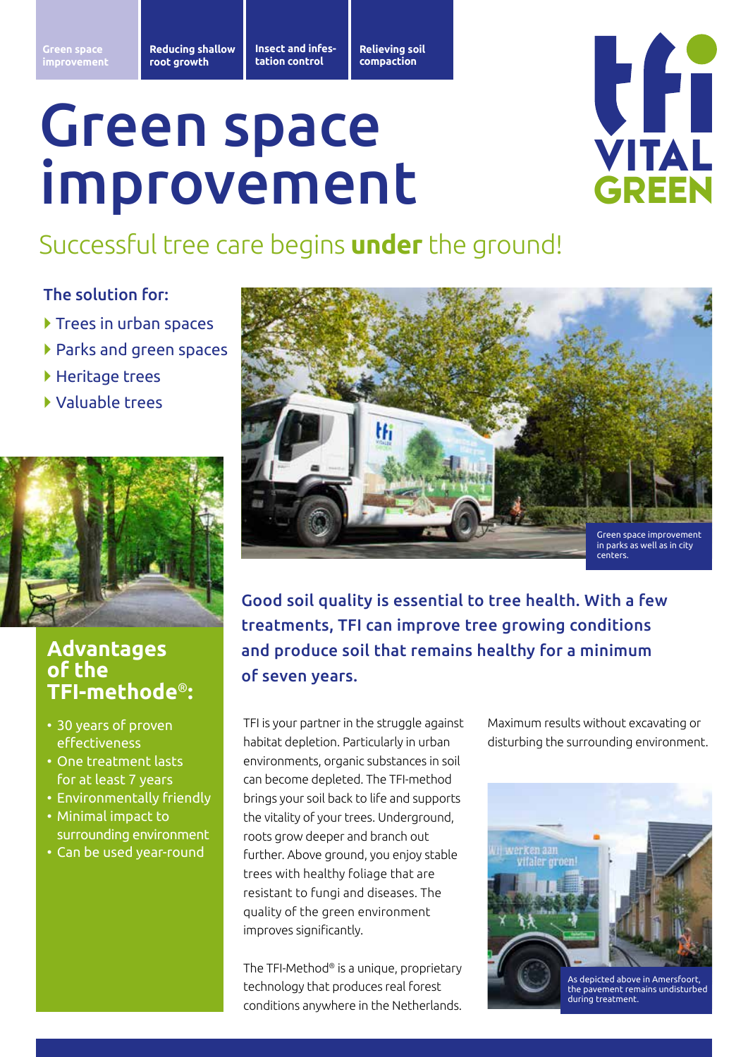Green space improvement | Reducing shallow root growth | Insect and infestation control | Relieving soil compaction

# Green space improvement

## Successful tree care begins **under** the ground!

### The solution for:

- Trees in urban spaces
- Parks and green spaces
- Heritage trees
- Valuable trees

Green space improvement in parks as well as in city centers.

**Good soil quality is essential to tree health. With a few treatments, TFI can improve tree growing conditions and produce soil that remains healthy for a minimum of seven years.**

### Advantages of the TFI-methode®:

- 30 years of proven effectiveness
- One treatment lasts for at least 7 years
- Environmentally friendly
- Minimal impact to surrounding environment
- Can be used year-round

TFI is your partner in the struggle against habitat depletion. Particularly in urban environments, organic substances in soil can become depleted. The TFI-method brings your soil back to life and supports the vitality of your trees. Underground, roots grow deeper and branch out further. Above ground, you enjoy stable trees with healthy foliage that are resistant to fungi and diseases. The quality of the green environment improves significantly.

The TFI-Method® is a unique, proprietary technology that produces real forest conditions anywhere in the Netherlands.

Maximum results without excavating or disturbing the surrounding environment.

As depicted above in Amersfoort, the pavement remains undisturbed during treatment.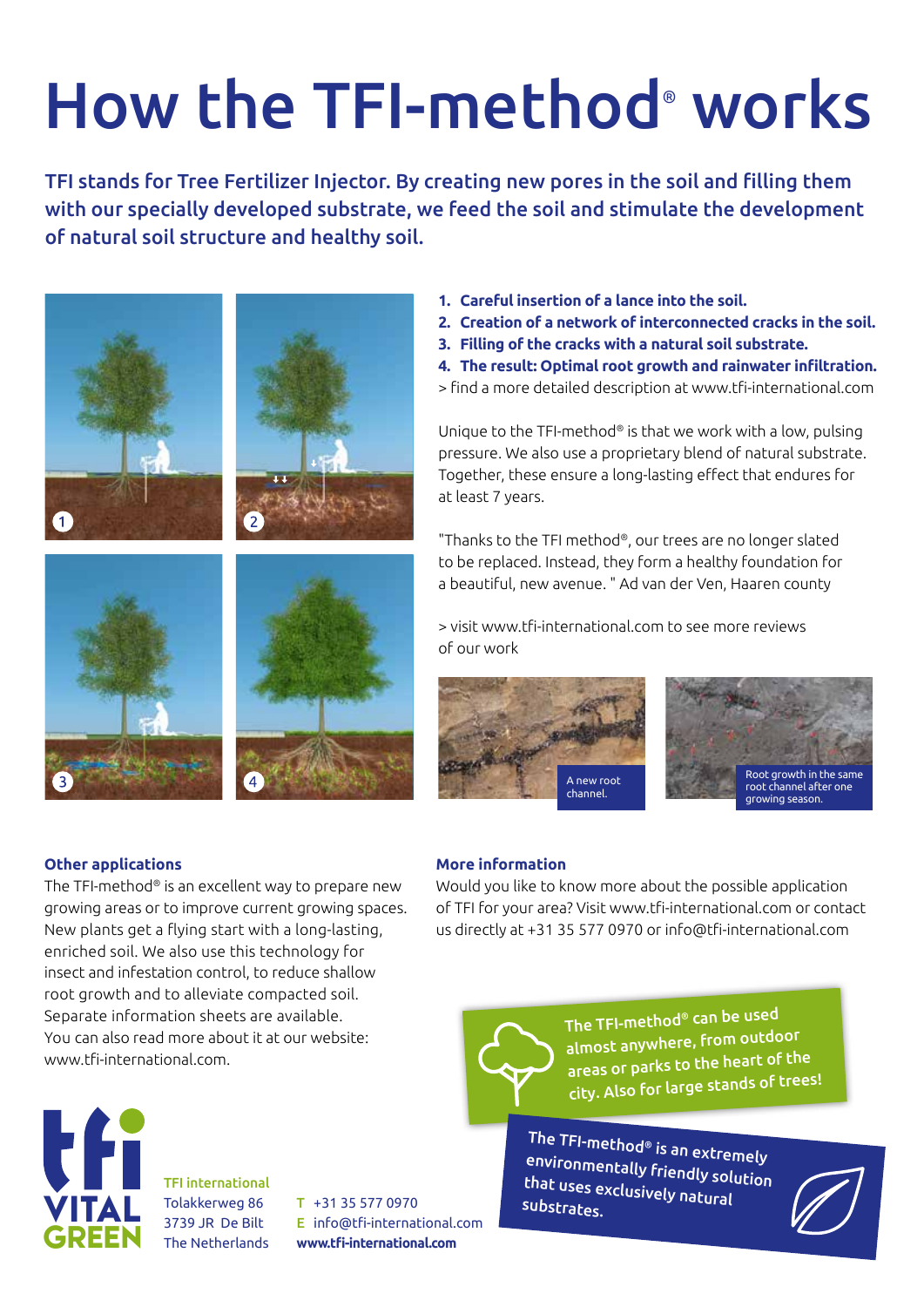# How the TFI-method® works

TFI stands for Tree Fertilizer Injector. By creating new pores in the soil and filling them with our specially developed substrate, we feed the soil and stimulate the development of natural soil structure and healthy soil.

1. **Careful insertion of a lance into the soil.**
2. **Creation of a network of interconnected cracks in the soil.**
3. **Filling of the cracks with a natural soil substrate.**
4. **The result: Optimal root growth and rainwater infiltration.**

> find a more detailed description at www.tfi-international.com

Unique to the TFI-method® is that we work with a low, pulsing pressure. We also use a proprietary blend of natural substrate. Together, these ensure a long-lasting effect that endures for at least 7 years.

"Thanks to the TFI method®, our trees are no longer slated to be replaced. Instead, they form a healthy foundation for a beautiful, new avenue. " Ad van der Ven, Haaren county

> visit www.tfi-international.com to see more reviews of our work

A new root channel.

Root growth in the same root channel after one growing season.

### Other applications

The TFI-method® is an excellent way to prepare new growing areas or to improve current growing spaces. New plants get a flying start with a long-lasting, enriched soil. We also use this technology for insect and infestation control, to reduce shallow root growth and to alleviate compacted soil. Separate information sheets are available. You can also read more about it at our website: www.tfi-international.com.

### More information

Would you like to know more about the possible application of TFI for your area? Visit www.tfi-international.com or contact us directly at +31 35 577 0970 or info@tfi-international.com

The TFI-method® can be used almost anywhere, from outdoor areas or parks to the heart of the city. Also for large stands of trees!

The TFI-method® is an extremely environmentally friendly solution that uses exclusively natural substrates.

tfi VITAL GREEN

**TFI international**
Tolakkerweg 86
3739 JR De Bilt
The Netherlands

T +31 35 577 0970
E info@tfi-international.com
**www.tfi-international.com**